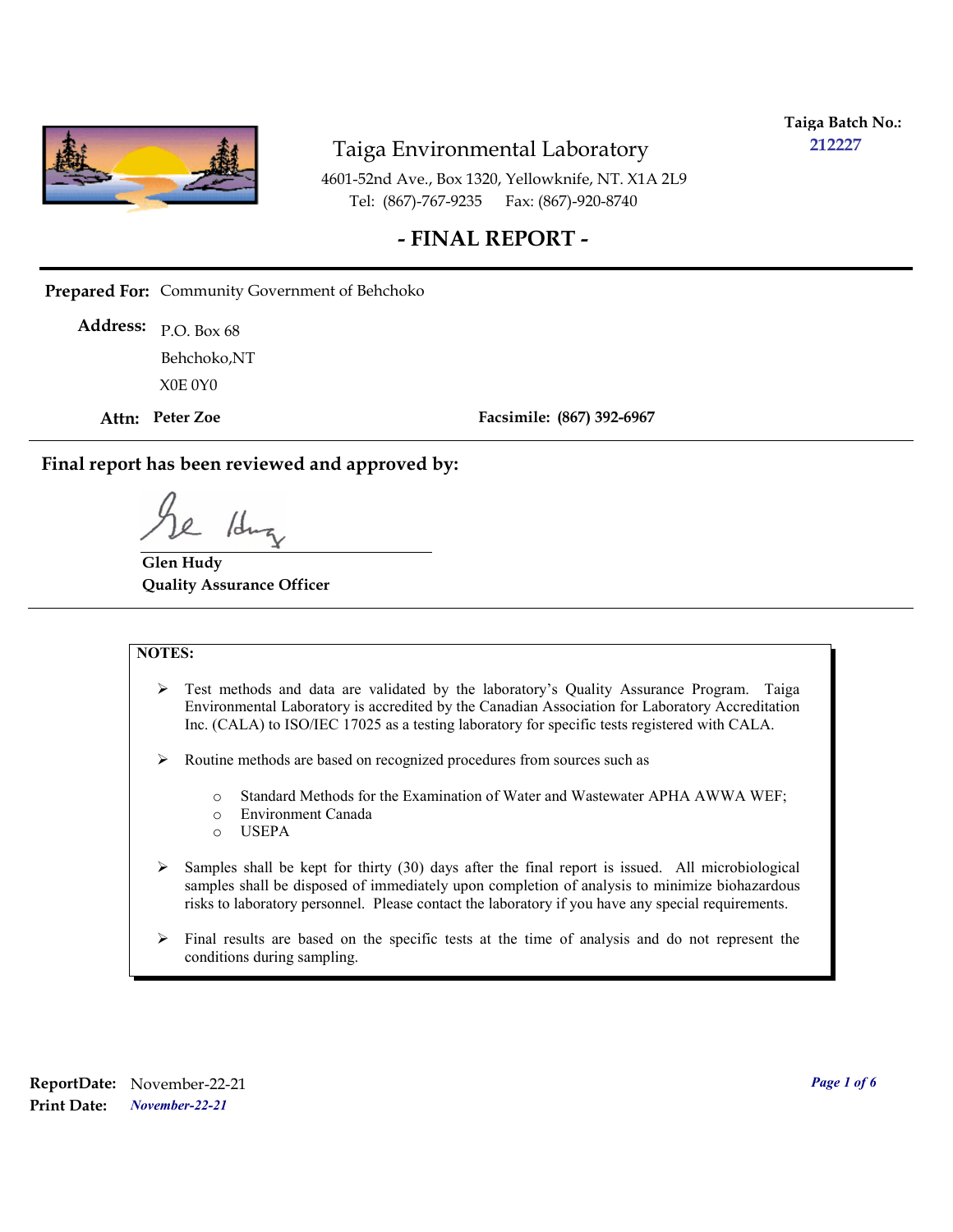**Taiga Batch No.:** 212227

# Taiga Environmental Laboratory

4601-52nd Ave., Box 1320, Yellowknife, NT. X1A 2L9
Tel: (867)-767-9235 Fax: (867)-920-8740

## - FINAL REPORT -

**Prepared For:** Community Government of Behchoko

**Address:** P.O. Box 68
Behchoko,NT
X0E 0Y0

**Attn:** **Peter Zoe** **Facsimile: (867) 392-6967**

### Final report has been reviewed and approved by:

**Glen Hudy**
**Quality Assurance Officer**

**NOTES:**

- Test methods and data are validated by the laboratory's Quality Assurance Program. Taiga Environmental Laboratory is accredited by the Canadian Association for Laboratory Accreditation Inc. (CALA) to ISO/IEC 17025 as a testing laboratory for specific tests registered with CALA.
- Routine methods are based on recognized procedures from sources such as
    - Standard Methods for the Examination of Water and Wastewater APHA AWWA WEF;
    - Environment Canada
    - USEPA
- Samples shall be kept for thirty (30) days after the final report is issued. All microbiological samples shall be disposed of immediately upon completion of analysis to minimize biohazardous risks to laboratory personnel. Please contact the laboratory if you have any special requirements.
- Final results are based on the specific tests at the time of analysis and do not represent the conditions during sampling.

**ReportDate:** November-22-21
**Print Date:** *November-22-21*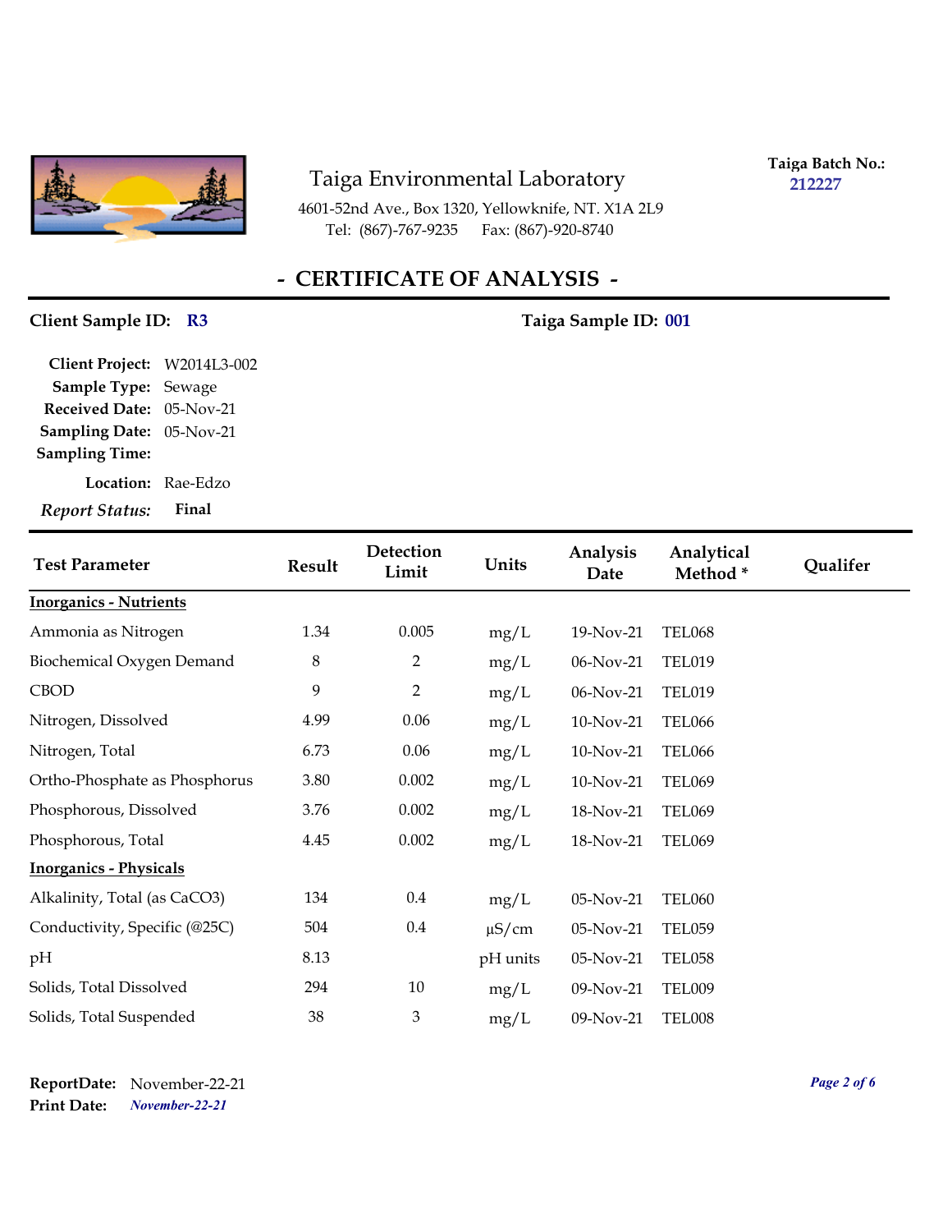# Taiga Environmental Laboratory

4601-52nd Ave., Box 1320, Yellowknife, NT. X1A 2L9
Tel: (867)-767-9235 Fax: (867)-920-8740

**Taiga Batch No.:** 212227

## - CERTIFICATE OF ANALYSIS -

**Client Sample ID:** R3

**Taiga Sample ID:** 001

**Client Project:** W2014L3-002
**Sample Type:** Sewage
**Received Date:** 05-Nov-21
**Sampling Date:** 05-Nov-21
**Sampling Time:**
**Location:** Rae-Edzo
***Report Status:*** **Final**

| Test Parameter | Result | Detection Limit | Units | Analysis Date | Analytical Method * | Qualifer |
|---|---|---|---|---|---|---|
| **Inorganics - Nutrients** | | | | | | |
| Ammonia as Nitrogen | 1.34 | 0.005 | mg/L | 19-Nov-21 | TEL068 | |
| Biochemical Oxygen Demand | 8 | 2 | mg/L | 06-Nov-21 | TEL019 | |
| CBOD | 9 | 2 | mg/L | 06-Nov-21 | TEL019 | |
| Nitrogen, Dissolved | 4.99 | 0.06 | mg/L | 10-Nov-21 | TEL066 | |
| Nitrogen, Total | 6.73 | 0.06 | mg/L | 10-Nov-21 | TEL066 | |
| Ortho-Phosphate as Phosphorus | 3.80 | 0.002 | mg/L | 10-Nov-21 | TEL069 | |
| Phosphorous, Dissolved | 3.76 | 0.002 | mg/L | 18-Nov-21 | TEL069 | |
| Phosphorous, Total | 4.45 | 0.002 | mg/L | 18-Nov-21 | TEL069 | |
| **Inorganics - Physicals** | | | | | | |
| Alkalinity, Total (as $CaCO_3$) | 134 | 0.4 | mg/L | 05-Nov-21 | TEL060 | |
| Conductivity, Specific (@25C) | 504 | 0.4 | µS/cm | 05-Nov-21 | TEL059 | |
| pH | 8.13 | | pH units | 05-Nov-21 | TEL058 | |
| Solids, Total Dissolved | 294 | 10 | mg/L | 09-Nov-21 | TEL009 | |
| Solids, Total Suspended | 38 | 3 | mg/L | 09-Nov-21 | TEL008 | |

**ReportDate:** November-22-21
**Print Date:** *November-22-21*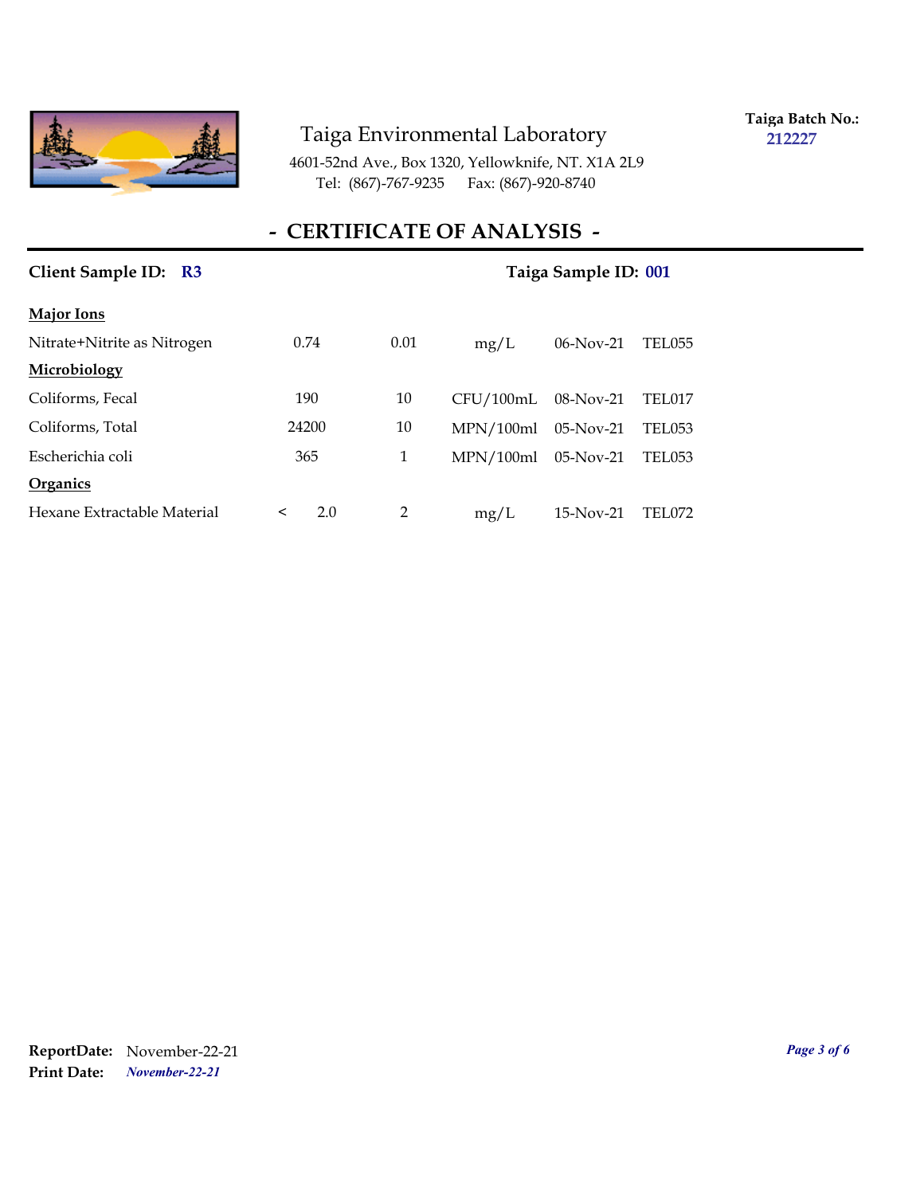Taiga Environmental Laboratory

4601-52nd Ave., Box 1320, Yellowknife, NT. X1A 2L9
Tel: (867)-767-9235 Fax: (867)-920-8740

**Taiga Batch No.:** 212227

## - CERTIFICATE OF ANALYSIS -

**Client Sample ID:** R3 **Taiga Sample ID:** 001

| | | | | | |
|---|---|---|---|---|---|
| **Major Ions** | | | | | |
| Nitrate+Nitrite as Nitrogen | 0.74 | 0.01 | mg/L | 06-Nov-21 | TEL055 |
| **Microbiology** | | | | | |
| Coliforms, Fecal | 190 | 10 | CFU/100mL | 08-Nov-21 | TEL017 |
| Coliforms, Total | 24200 | 10 | MPN/100ml | 05-Nov-21 | TEL053 |
| Escherichia coli | 365 | 1 | MPN/100ml | 05-Nov-21 | TEL053 |
| **Organics** | | | | | |
| Hexane Extractable Material | < 2.0 | 2 | mg/L | 15-Nov-21 | TEL072 |

**ReportDate:** November-22-21
**Print Date:** *November-22-21*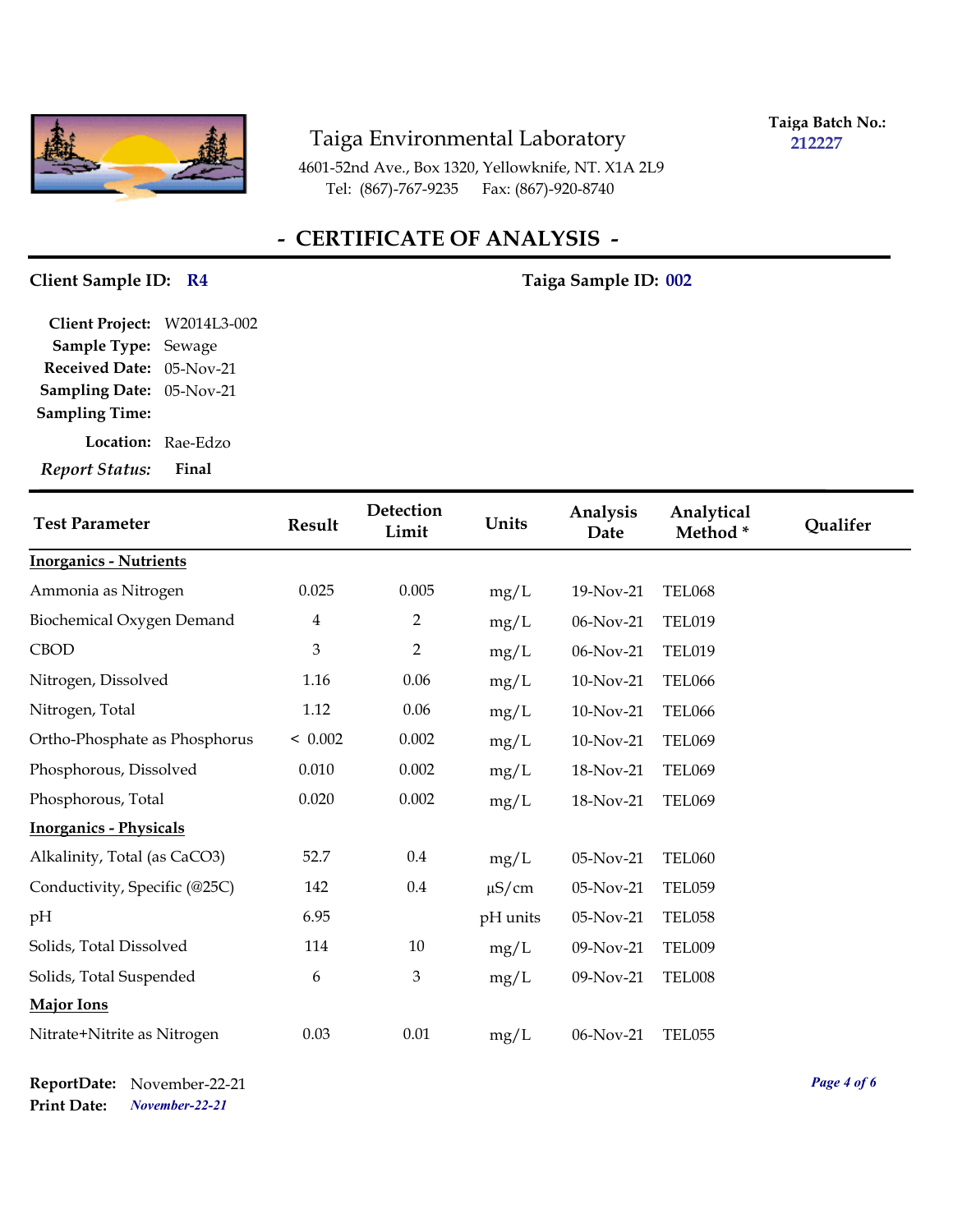# Taiga Environmental Laboratory

4601-52nd Ave., Box 1320, Yellowknife, NT. X1A 2L9
Tel: (867)-767-9235 Fax: (867)-920-8740

**Taiga Batch No.:** 212227

## - CERTIFICATE OF ANALYSIS -

**Client Sample ID:** R4 **Taiga Sample ID:** 002

**Client Project:** W2014L3-002
**Sample Type:** Sewage
**Received Date:** 05-Nov-21
**Sampling Date:** 05-Nov-21
**Sampling Time:**
**Location:** Rae-Edzo
***Report Status:*** **Final**

| Test Parameter | Result | Detection Limit | Units | Analysis Date | Analytical Method * | Qualifer |
|---|---|---|---|---|---|---|
| **Inorganics - Nutrients** | | | | | | |
| Ammonia as Nitrogen | 0.025 | 0.005 | mg/L | 19-Nov-21 | TEL068 | |
| Biochemical Oxygen Demand | 4 | 2 | mg/L | 06-Nov-21 | TEL019 | |
| CBOD | 3 | 2 | mg/L | 06-Nov-21 | TEL019 | |
| Nitrogen, Dissolved | 1.16 | 0.06 | mg/L | 10-Nov-21 | TEL066 | |
| Nitrogen, Total | 1.12 | 0.06 | mg/L | 10-Nov-21 | TEL066 | |
| Ortho-Phosphate as Phosphorus | < 0.002 | 0.002 | mg/L | 10-Nov-21 | TEL069 | |
| Phosphorous, Dissolved | 0.010 | 0.002 | mg/L | 18-Nov-21 | TEL069 | |
| Phosphorous, Total | 0.020 | 0.002 | mg/L | 18-Nov-21 | TEL069 | |
| **Inorganics - Physicals** | | | | | | |
| Alkalinity, Total (as CaCO3) | 52.7 | 0.4 | mg/L | 05-Nov-21 | TEL060 | |
| Conductivity, Specific (@25C) | 142 | 0.4 | µS/cm | 05-Nov-21 | TEL059 | |
| pH | 6.95 | | pH units | 05-Nov-21 | TEL058 | |
| Solids, Total Dissolved | 114 | 10 | mg/L | 09-Nov-21 | TEL009 | |
| Solids, Total Suspended | 6 | 3 | mg/L | 09-Nov-21 | TEL008 | |
| **Major Ions** | | | | | | |
| Nitrate+Nitrite as Nitrogen | 0.03 | 0.01 | mg/L | 06-Nov-21 | TEL055 | |

**ReportDate:** November-22-21
**Print Date:** *November-22-21*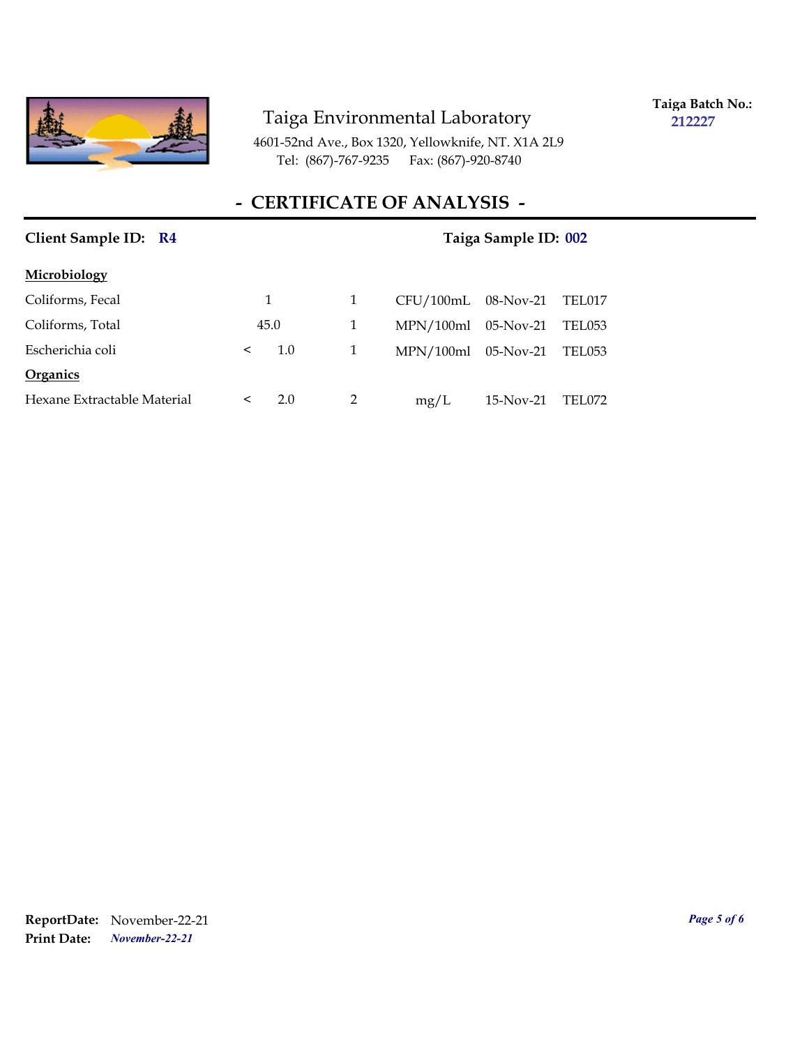Taiga Environmental Laboratory

4601-52nd Ave., Box 1320, Yellowknife, NT. X1A 2L9
Tel: (867)-767-9235 Fax: (867)-920-8740

**Taiga Batch No.:** 212227

## - CERTIFICATE OF ANALYSIS -

**Client Sample ID:** R4 **Taiga Sample ID:** 002

| | | | | | | |
|---|---|---|---|---|---|---|
| **Microbiology** | | | | | | |
| Coliforms, Fecal | | 1 | 1 | CFU/100mL | 08-Nov-21 | TEL017 |
| Coliforms, Total | | 45.0 | 1 | MPN/100ml | 05-Nov-21 | TEL053 |
| Escherichia coli | < | 1.0 | 1 | MPN/100ml | 05-Nov-21 | TEL053 |
| **Organics** | | | | | | |
| Hexane Extractable Material | < | 2.0 | 2 | mg/L | 15-Nov-21 | TEL072 |

**ReportDate:** November-22-21
**Print Date:** *November-22-21*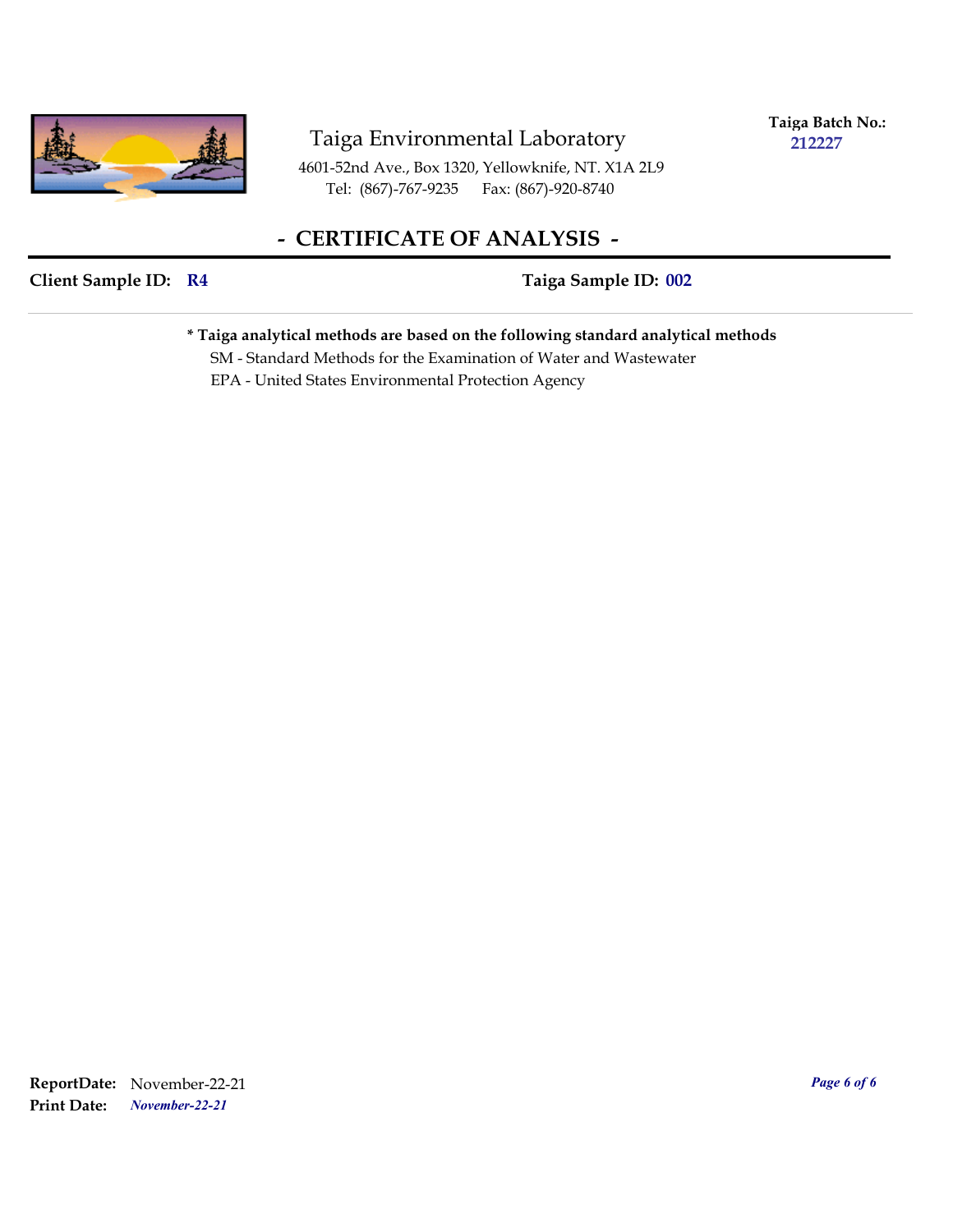Taiga Environmental Laboratory

4601-52nd Ave., Box 1320, Yellowknife, NT. X1A 2L9
Tel: (867)-767-9235 Fax: (867)-920-8740

**Taiga Batch No.:** 212227

## - CERTIFICATE OF ANALYSIS -

**Client Sample ID:** R4 **Taiga Sample ID:** 002

**\* Taiga analytical methods are based on the following standard analytical methods**

SM - Standard Methods for the Examination of Water and Wastewater

EPA - United States Environmental Protection Agency

**ReportDate:** November-22-21
**Print Date:** *November-22-21*